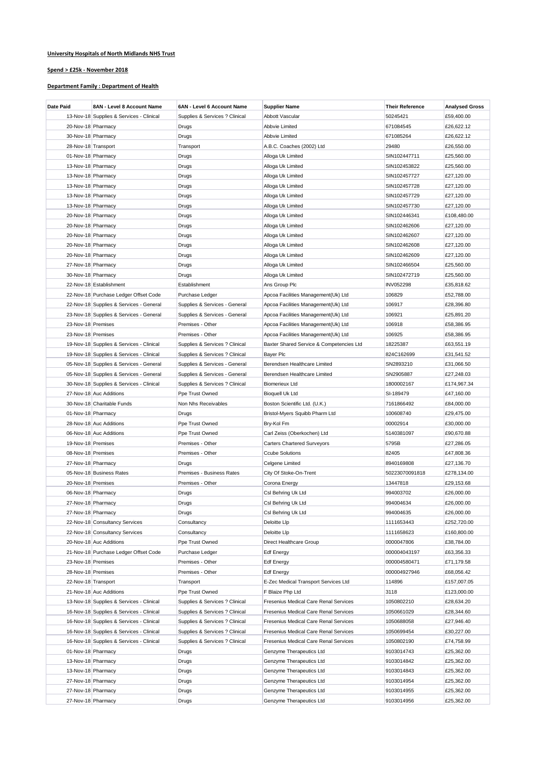**University Hospitals of North Midlands NHS Trust**

**Spend > £25k - November 2018**

**Department Family : Department of Health**

| Date Paid | 8AN - Level 8 Account Name | 6AN - Level 6 Account Name | Supplier Name | Their Reference | Analysed Gross |
|---|---|---|---|---|---|
| 13-Nov-18 | Supplies & Services - Clinical | Supplies & Services ? Clinical | Abbott Vascular | 50245421 | £59,400.00 |
| 20-Nov-18 | Pharmacy | Drugs | Abbvie Limited | 671084545 | £26,622.12 |
| 30-Nov-18 | Pharmacy | Drugs | Abbvie Limited | 671085264 | £26,622.12 |
| 28-Nov-18 | Transport | Transport | A.B.C. Coaches (2002) Ltd | 29480 | £26,550.00 |
| 01-Nov-18 | Pharmacy | Drugs | Alloga Uk Limited | SIN102447711 | £25,560.00 |
| 13-Nov-18 | Pharmacy | Drugs | Alloga Uk Limited | SIN102453822 | £25,560.00 |
| 13-Nov-18 | Pharmacy | Drugs | Alloga Uk Limited | SIN102457727 | £27,120.00 |
| 13-Nov-18 | Pharmacy | Drugs | Alloga Uk Limited | SIN102457728 | £27,120.00 |
| 13-Nov-18 | Pharmacy | Drugs | Alloga Uk Limited | SIN102457729 | £27,120.00 |
| 13-Nov-18 | Pharmacy | Drugs | Alloga Uk Limited | SIN102457730 | £27,120.00 |
| 20-Nov-18 | Pharmacy | Drugs | Alloga Uk Limited | SIN102446341 | £108,480.00 |
| 20-Nov-18 | Pharmacy | Drugs | Alloga Uk Limited | SIN102462606 | £27,120.00 |
| 20-Nov-18 | Pharmacy | Drugs | Alloga Uk Limited | SIN102462607 | £27,120.00 |
| 20-Nov-18 | Pharmacy | Drugs | Alloga Uk Limited | SIN102462608 | £27,120.00 |
| 20-Nov-18 | Pharmacy | Drugs | Alloga Uk Limited | SIN102462609 | £27,120.00 |
| 27-Nov-18 | Pharmacy | Drugs | Alloga Uk Limited | SIN102466504 | £25,560.00 |
| 30-Nov-18 | Pharmacy | Drugs | Alloga Uk Limited | SIN102472719 | £25,560.00 |
| 22-Nov-18 | Establishment | Establishment | Ans Group Plc | INV052298 | £35,818.62 |
| 22-Nov-18 | Purchase Ledger Offset Code | Purchase Ledger | Apcoa Facilities Management(Uk) Ltd | 106829 | £52,788.00 |
| 22-Nov-18 | Supplies & Services - General | Supplies & Services - General | Apcoa Facilities Management(Uk) Ltd | 106917 | £28,396.80 |
| 23-Nov-18 | Supplies & Services - General | Supplies & Services - General | Apcoa Facilities Management(Uk) Ltd | 106921 | £25,891.20 |
| 23-Nov-18 | Premises | Premises - Other | Apcoa Facilities Management(Uk) Ltd | 106918 | £58,386.95 |
| 23-Nov-18 | Premises | Premises - Other | Apcoa Facilities Management(Uk) Ltd | 106925 | £58,386.95 |
| 19-Nov-18 | Supplies & Services - Clinical | Supplies & Services ? Clinical | Baxter Shared Service & Competencies Ltd | 18225387 | £63,551.19 |
| 19-Nov-18 | Supplies & Services - Clinical | Supplies & Services ? Clinical | Bayer Plc | 824C162699 | £31,541.52 |
| 05-Nov-18 | Supplies & Services - General | Supplies & Services - General | Berendsen Healthcare Limited | SN2893210 | £31,066.50 |
| 05-Nov-18 | Supplies & Services - General | Supplies & Services - General | Berendsen Healthcare Limited | SN2905887 | £27,248.03 |
| 30-Nov-18 | Supplies & Services - Clinical | Supplies & Services ? Clinical | Biomerieux Ltd | 1800002167 | £174,967.34 |
| 27-Nov-18 | Auc Additions | Ppe Trust Owned | Bioquell Uk Ltd | SI-189479 | £47,160.00 |
| 30-Nov-18 | Charitable Funds | Non Nhs Receivables | Boston Scientific Ltd. (U.K.) | 7161866492 | £84,000.00 |
| 01-Nov-18 | Pharmacy | Drugs | Bristol-Myers Squibb Pharm Ltd | 100608740 | £29,475.00 |
| 28-Nov-18 | Auc Additions | Ppe Trust Owned | Bry-Kol Fm | 00002914 | £30,000.00 |
| 06-Nov-18 | Auc Additions | Ppe Trust Owned | Carl Zeiss (Oberkochen) Ltd | 5140381097 | £90,670.88 |
| 19-Nov-18 | Premises | Premises - Other | Carters Chartered Surveyors | 5795B | £27,286.05 |
| 08-Nov-18 | Premises | Premises - Other | Ccube Solutions | 82405 | £47,808.36 |
| 27-Nov-18 | Pharmacy | Drugs | Celgene Limited | 8940169808 | £27,136.70 |
| 05-Nov-18 | Business Rates | Premises - Business Rates | City Of Stoke-On-Trent | 50223070091818 | £278,134.00 |
| 20-Nov-18 | Premises | Premises - Other | Corona Energy | 13447818 | £29,153.68 |
| 06-Nov-18 | Pharmacy | Drugs | Csl Behring Uk Ltd | 994003702 | £26,000.00 |
| 27-Nov-18 | Pharmacy | Drugs | Csl Behring Uk Ltd | 994004634 | £26,000.00 |
| 27-Nov-18 | Pharmacy | Drugs | Csl Behring Uk Ltd | 994004635 | £26,000.00 |
| 22-Nov-18 | Consultancy Services | Consultancy | Deloitte Llp | 1111653443 | £252,720.00 |
| 22-Nov-18 | Consultancy Services | Consultancy | Deloitte Llp | 1111658623 | £160,800.00 |
| 20-Nov-18 | Auc Additions | Ppe Trust Owned | Direct Healthcare Group | 0000047806 | £38,784.00 |
| 21-Nov-18 | Purchase Ledger Offset Code | Purchase Ledger | Edf Energy | 000004043197 | £63,356.33 |
| 23-Nov-18 | Premises | Premises - Other | Edf Energy | 000004580471 | £71,179.58 |
| 28-Nov-18 | Premises | Premises - Other | Edf Energy | 000004927946 | £68,056.42 |
| 22-Nov-18 | Transport | Transport | E-Zec Medical Transport Services Ltd | 114896 | £157,007.05 |
| 21-Nov-18 | Auc Additions | Ppe Trust Owned | F Blaize Php Ltd | 3118 | £123,000.00 |
| 13-Nov-18 | Supplies & Services - Clinical | Supplies & Services ? Clinical | Fresenius Medical Care Renal Services | 1050802210 | £28,634.20 |
| 16-Nov-18 | Supplies & Services - Clinical | Supplies & Services ? Clinical | Fresenius Medical Care Renal Services | 1050661029 | £28,344.60 |
| 16-Nov-18 | Supplies & Services - Clinical | Supplies & Services ? Clinical | Fresenius Medical Care Renal Services | 1050688058 | £27,946.40 |
| 16-Nov-18 | Supplies & Services - Clinical | Supplies & Services ? Clinical | Fresenius Medical Care Renal Services | 1050699454 | £30,227.00 |
| 16-Nov-18 | Supplies & Services - Clinical | Supplies & Services ? Clinical | Fresenius Medical Care Renal Services | 1050802190 | £74,758.99 |
| 01-Nov-18 | Pharmacy | Drugs | Genzyme Therapeutics Ltd | 9103014743 | £25,362.00 |
| 13-Nov-18 | Pharmacy | Drugs | Genzyme Therapeutics Ltd | 9103014842 | £25,362.00 |
| 13-Nov-18 | Pharmacy | Drugs | Genzyme Therapeutics Ltd | 9103014843 | £25,362.00 |
| 27-Nov-18 | Pharmacy | Drugs | Genzyme Therapeutics Ltd | 9103014954 | £25,362.00 |
| 27-Nov-18 | Pharmacy | Drugs | Genzyme Therapeutics Ltd | 9103014955 | £25,362.00 |
| 27-Nov-18 | Pharmacy | Drugs | Genzyme Therapeutics Ltd | 9103014956 | £25,362.00 |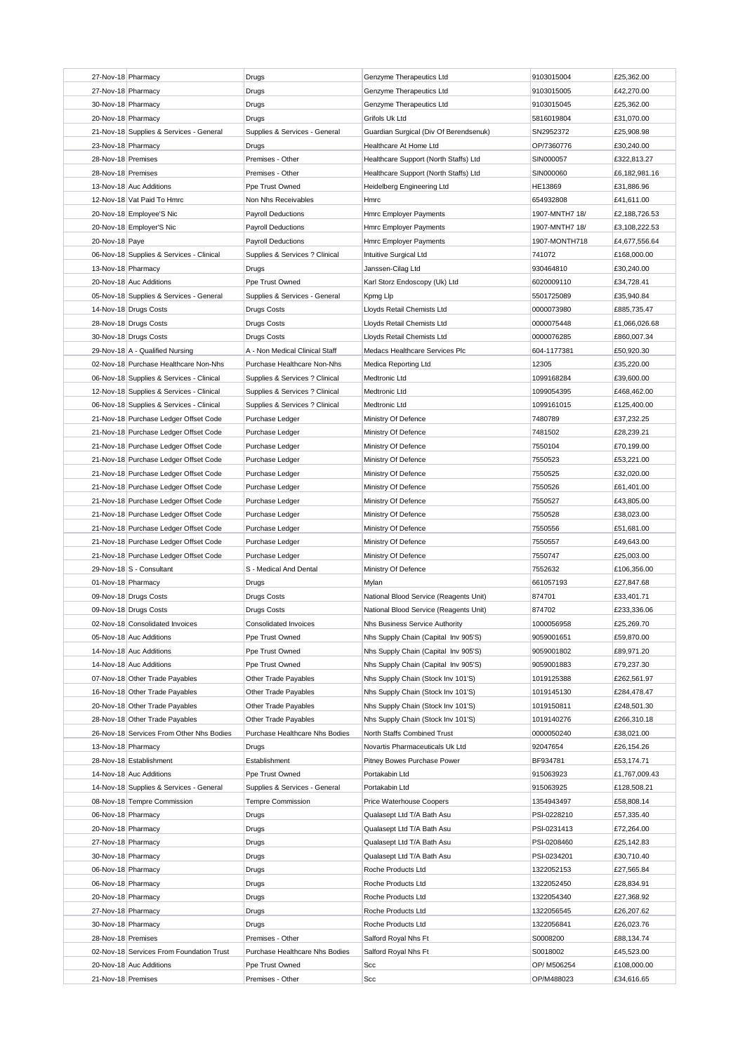| | | | | | |
|---|---|---|---|---|---|
| 27-Nov-18 | Pharmacy | Drugs | Genzyme Therapeutics Ltd | 9103015004 | £25,362.00 |
| 27-Nov-18 | Pharmacy | Drugs | Genzyme Therapeutics Ltd | 9103015005 | £42,270.00 |
| 30-Nov-18 | Pharmacy | Drugs | Genzyme Therapeutics Ltd | 9103015045 | £25,362.00 |
| 20-Nov-18 | Pharmacy | Drugs | Grifols Uk Ltd | 5816019804 | £31,070.00 |
| 21-Nov-18 | Supplies & Services - General | Supplies & Services - General | Guardian Surgical (Div Of Berendsenuk) | SN2952372 | £25,908.98 |
| 23-Nov-18 | Pharmacy | Drugs | Healthcare At Home Ltd | OP/7360776 | £30,240.00 |
| 28-Nov-18 | Premises | Premises - Other | Healthcare Support (North Staffs) Ltd | SIN000057 | £322,813.27 |
| 28-Nov-18 | Premises | Premises - Other | Healthcare Support (North Staffs) Ltd | SIN000060 | £6,182,981.16 |
| 13-Nov-18 | Auc Additions | Ppe Trust Owned | Heidelberg Engineering Ltd | HE13869 | £31,886.96 |
| 12-Nov-18 | Vat Paid To Hmrc | Non Nhs Receivables | Hmrc | 654932808 | £41,611.00 |
| 20-Nov-18 | Employee'S Nic | Payroll Deductions | Hmrc Employer Payments | 1907-MNTH7 18/ | £2,188,726.53 |
| 20-Nov-18 | Employer'S Nic | Payroll Deductions | Hmrc Employer Payments | 1907-MNTH7 18/ | £3,108,222.53 |
| 20-Nov-18 | Paye | Payroll Deductions | Hmrc Employer Payments | 1907-MONTH718 | £4,677,556.64 |
| 06-Nov-18 | Supplies & Services - Clinical | Supplies & Services ? Clinical | Intuitive Surgical Ltd | 741072 | £168,000.00 |
| 13-Nov-18 | Pharmacy | Drugs | Janssen-Cilag Ltd | 930464810 | £30,240.00 |
| 20-Nov-18 | Auc Additions | Ppe Trust Owned | Karl Storz Endoscopy (Uk) Ltd | 6020009110 | £34,728.41 |
| 05-Nov-18 | Supplies & Services - General | Supplies & Services - General | Kpmg Llp | 5501725089 | £35,940.84 |
| 14-Nov-18 | Drugs Costs | Drugs Costs | Lloyds Retail Chemists Ltd | 0000073980 | £885,735.47 |
| 28-Nov-18 | Drugs Costs | Drugs Costs | Lloyds Retail Chemists Ltd | 0000075448 | £1,066,026.68 |
| 30-Nov-18 | Drugs Costs | Drugs Costs | Lloyds Retail Chemists Ltd | 0000076285 | £860,007.34 |
| 29-Nov-18 | A - Qualified Nursing | A - Non Medical Clinical Staff | Medacs Healthcare Services Plc | 604-1177381 | £50,920.30 |
| 02-Nov-18 | Purchase Healthcare Non-Nhs | Purchase Healthcare Non-Nhs | Medica Reporting Ltd | 12305 | £35,220.00 |
| 06-Nov-18 | Supplies & Services - Clinical | Supplies & Services ? Clinical | Medtronic Ltd | 1099168284 | £39,600.00 |
| 12-Nov-18 | Supplies & Services - Clinical | Supplies & Services ? Clinical | Medtronic Ltd | 1099054395 | £468,462.00 |
| 06-Nov-18 | Supplies & Services - Clinical | Supplies & Services ? Clinical | Medtronic Ltd | 1099161015 | £125,400.00 |
| 21-Nov-18 | Purchase Ledger Offset Code | Purchase Ledger | Ministry Of Defence | 7480789 | £37,232.25 |
| 21-Nov-18 | Purchase Ledger Offset Code | Purchase Ledger | Ministry Of Defence | 7481502 | £28,239.21 |
| 21-Nov-18 | Purchase Ledger Offset Code | Purchase Ledger | Ministry Of Defence | 7550104 | £70,199.00 |
| 21-Nov-18 | Purchase Ledger Offset Code | Purchase Ledger | Ministry Of Defence | 7550523 | £53,221.00 |
| 21-Nov-18 | Purchase Ledger Offset Code | Purchase Ledger | Ministry Of Defence | 7550525 | £32,020.00 |
| 21-Nov-18 | Purchase Ledger Offset Code | Purchase Ledger | Ministry Of Defence | 7550526 | £61,401.00 |
| 21-Nov-18 | Purchase Ledger Offset Code | Purchase Ledger | Ministry Of Defence | 7550527 | £43,805.00 |
| 21-Nov-18 | Purchase Ledger Offset Code | Purchase Ledger | Ministry Of Defence | 7550528 | £38,023.00 |
| 21-Nov-18 | Purchase Ledger Offset Code | Purchase Ledger | Ministry Of Defence | 7550556 | £51,681.00 |
| 21-Nov-18 | Purchase Ledger Offset Code | Purchase Ledger | Ministry Of Defence | 7550557 | £49,643.00 |
| 21-Nov-18 | Purchase Ledger Offset Code | Purchase Ledger | Ministry Of Defence | 7550747 | £25,003.00 |
| 29-Nov-18 | S - Consultant | S - Medical And Dental | Ministry Of Defence | 7552632 | £106,356.00 |
| 01-Nov-18 | Pharmacy | Drugs | Mylan | 661057193 | £27,847.68 |
| 09-Nov-18 | Drugs Costs | Drugs Costs | National Blood Service (Reagents Unit) | 874701 | £33,401.71 |
| 09-Nov-18 | Drugs Costs | Drugs Costs | National Blood Service (Reagents Unit) | 874702 | £233,336.06 |
| 02-Nov-18 | Consolidated Invoices | Consolidated Invoices | Nhs Business Service Authority | 1000056958 | £25,269.70 |
| 05-Nov-18 | Auc Additions | Ppe Trust Owned | Nhs Supply Chain (Capital Inv 905'S) | 9059001651 | £59,870.00 |
| 14-Nov-18 | Auc Additions | Ppe Trust Owned | Nhs Supply Chain (Capital Inv 905'S) | 9059001802 | £89,971.20 |
| 14-Nov-18 | Auc Additions | Ppe Trust Owned | Nhs Supply Chain (Capital Inv 905'S) | 9059001883 | £79,237.30 |
| 07-Nov-18 | Other Trade Payables | Other Trade Payables | Nhs Supply Chain (Stock Inv 101'S) | 1019125388 | £262,561.97 |
| 16-Nov-18 | Other Trade Payables | Other Trade Payables | Nhs Supply Chain (Stock Inv 101'S) | 1019145130 | £284,478.47 |
| 20-Nov-18 | Other Trade Payables | Other Trade Payables | Nhs Supply Chain (Stock Inv 101'S) | 1019150811 | £248,501.30 |
| 28-Nov-18 | Other Trade Payables | Other Trade Payables | Nhs Supply Chain (Stock Inv 101'S) | 1019140276 | £266,310.18 |
| 26-Nov-18 | Services From Other Nhs Bodies | Purchase Healthcare Nhs Bodies | North Staffs Combined Trust | 0000050240 | £38,021.00 |
| 13-Nov-18 | Pharmacy | Drugs | Novartis Pharmaceuticals Uk Ltd | 92047654 | £26,154.26 |
| 28-Nov-18 | Establishment | Establishment | Pitney Bowes Purchase Power | BF934781 | £53,174.71 |
| 14-Nov-18 | Auc Additions | Ppe Trust Owned | Portakabin Ltd | 915063923 | £1,767,009.43 |
| 14-Nov-18 | Supplies & Services - General | Supplies & Services - General | Portakabin Ltd | 915063925 | £128,508.21 |
| 08-Nov-18 | Tempre Commission | Tempre Commission | Price Waterhouse Coopers | 1354943497 | £58,808.14 |
| 06-Nov-18 | Pharmacy | Drugs | Qualasept Ltd T/A Bath Asu | PSI-0228210 | £57,335.40 |
| 20-Nov-18 | Pharmacy | Drugs | Qualasept Ltd T/A Bath Asu | PSI-0231413 | £72,264.00 |
| 27-Nov-18 | Pharmacy | Drugs | Qualasept Ltd T/A Bath Asu | PSI-0208460 | £25,142.83 |
| 30-Nov-18 | Pharmacy | Drugs | Qualasept Ltd T/A Bath Asu | PSI-0234201 | £30,710.40 |
| 06-Nov-18 | Pharmacy | Drugs | Roche Products Ltd | 1322052153 | £27,565.84 |
| 06-Nov-18 | Pharmacy | Drugs | Roche Products Ltd | 1322052450 | £28,834.91 |
| 20-Nov-18 | Pharmacy | Drugs | Roche Products Ltd | 1322054340 | £27,368.92 |
| 27-Nov-18 | Pharmacy | Drugs | Roche Products Ltd | 1322056545 | £26,207.62 |
| 30-Nov-18 | Pharmacy | Drugs | Roche Products Ltd | 1322056841 | £26,023.76 |
| 28-Nov-18 | Premises | Premises - Other | Salford Royal Nhs Ft | S0008200 | £88,134.74 |
| 02-Nov-18 | Services From Foundation Trust | Purchase Healthcare Nhs Bodies | Salford Royal Nhs Ft | S0018002 | £45,523.00 |
| 20-Nov-18 | Auc Additions | Ppe Trust Owned | Scc | OP/ M506254 | £108,000.00 |
| 21-Nov-18 | Premises | Premises - Other | Scc | OP/M488023 | £34,616.65 |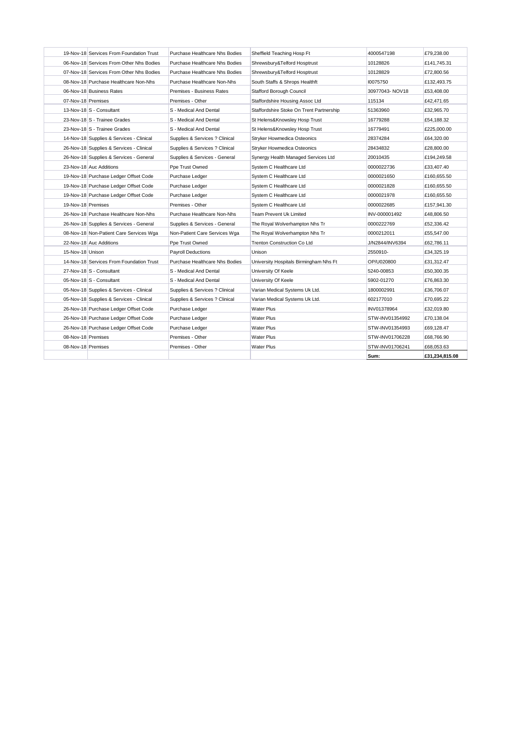| | | | | | |
|---|---|---|---|---|---|
| 19-Nov-18 | Services From Foundation Trust | Purchase Healthcare Nhs Bodies | Sheffield Teaching Hosp Ft | 4000547198 | £79,238.00 |
| 06-Nov-18 | Services From Other Nhs Bodies | Purchase Healthcare Nhs Bodies | Shrewsbury&Telford Hosptrust | 10128826 | £141,745.31 |
| 07-Nov-18 | Services From Other Nhs Bodies | Purchase Healthcare Nhs Bodies | Shrewsbury&Telford Hosptrust | 10128829 | £72,800.56 |
| 08-Nov-18 | Purchase Healthcare Non-Nhs | Purchase Healthcare Non-Nhs | South Staffs & Shrops Healthft | I0075750 | £132,493.75 |
| 06-Nov-18 | Business Rates | Premises - Business Rates | Stafford Borough Council | 30977043- NOV18 | £53,408.00 |
| 07-Nov-18 | Premises | Premises - Other | Staffordshire Housing Assoc Ltd | 115134 | £42,471.65 |
| 13-Nov-18 | S - Consultant | S - Medical And Dental | Staffordshire Stoke On Trent Partnership | 51363960 | £32,965.70 |
| 23-Nov-18 | S - Trainee Grades | S - Medical And Dental | St Helens&Knowsley Hosp Trust | 16779288 | £54,188.32 |
| 23-Nov-18 | S - Trainee Grades | S - Medical And Dental | St Helens&Knowsley Hosp Trust | 16779491 | £225,000.00 |
| 14-Nov-18 | Supplies & Services - Clinical | Supplies & Services ? Clinical | Stryker Howmedica Osteonics | 28374284 | £64,320.00 |
| 26-Nov-18 | Supplies & Services - Clinical | Supplies & Services ? Clinical | Stryker Howmedica Osteonics | 28434832 | £28,800.00 |
| 26-Nov-18 | Supplies & Services - General | Supplies & Services - General | Synergy Health Managed Services Ltd | 20010435 | £194,249.58 |
| 23-Nov-18 | Auc Additions | Ppe Trust Owned | System C Healthcare Ltd | 0000022736 | £33,407.40 |
| 19-Nov-18 | Purchase Ledger Offset Code | Purchase Ledger | System C Healthcare Ltd | 0000021650 | £160,655.50 |
| 19-Nov-18 | Purchase Ledger Offset Code | Purchase Ledger | System C Healthcare Ltd | 0000021828 | £160,655.50 |
| 19-Nov-18 | Purchase Ledger Offset Code | Purchase Ledger | System C Healthcare Ltd | 0000021978 | £160,655.50 |
| 19-Nov-18 | Premises | Premises - Other | System C Healthcare Ltd | 0000022685 | £157,941.30 |
| 26-Nov-18 | Purchase Healthcare Non-Nhs | Purchase Healthcare Non-Nhs | Team Prevent Uk Limited | INV-000001492 | £48,806.50 |
| 26-Nov-18 | Supplies & Services - General | Supplies & Services - General | The Royal Wolverhampton Nhs Tr | 0000222769 | £52,336.42 |
| 08-Nov-18 | Non-Patient Care Services Wga | Non-Patient Care Services Wga | The Royal Wolverhampton Nhs Tr | 0000212011 | £55,547.00 |
| 22-Nov-18 | Auc Additions | Ppe Trust Owned | Trenton Construction Co Ltd | J/N2844/INV6394 | £62,786.11 |
| 15-Nov-18 | Unison | Payroll Deductions | Unison | 2550910- | £34,325.19 |
| 14-Nov-18 | Services From Foundation Trust | Purchase Healthcare Nhs Bodies | University Hospitals Birmingham Nhs Ft | OP/U020800 | £31,312.47 |
| 27-Nov-18 | S - Consultant | S - Medical And Dental | University Of Keele | 5240-00853 | £50,300.35 |
| 05-Nov-18 | S - Consultant | S - Medical And Dental | University Of Keele | 5902-01270 | £76,863.30 |
| 05-Nov-18 | Supplies & Services - Clinical | Supplies & Services ? Clinical | Varian Medical Systems Uk Ltd. | 1800002991 | £36,706.07 |
| 05-Nov-18 | Supplies & Services - Clinical | Supplies & Services ? Clinical | Varian Medical Systems Uk Ltd. | 602177010 | £70,695.22 |
| 26-Nov-18 | Purchase Ledger Offset Code | Purchase Ledger | Water Plus | INV01378964 | £32,019.80 |
| 26-Nov-18 | Purchase Ledger Offset Code | Purchase Ledger | Water Plus | STW-INV01354992 | £70,138.04 |
| 26-Nov-18 | Purchase Ledger Offset Code | Purchase Ledger | Water Plus | STW-INV01354993 | £69,128.47 |
| 08-Nov-18 | Premises | Premises - Other | Water Plus | STW-INV01706228 | £68,766.90 |
| 08-Nov-18 | Premises | Premises - Other | Water Plus | STW-INV01706241 | £68,053.63 |
| | | | | **Sum:** | **£31,234,815.08** |